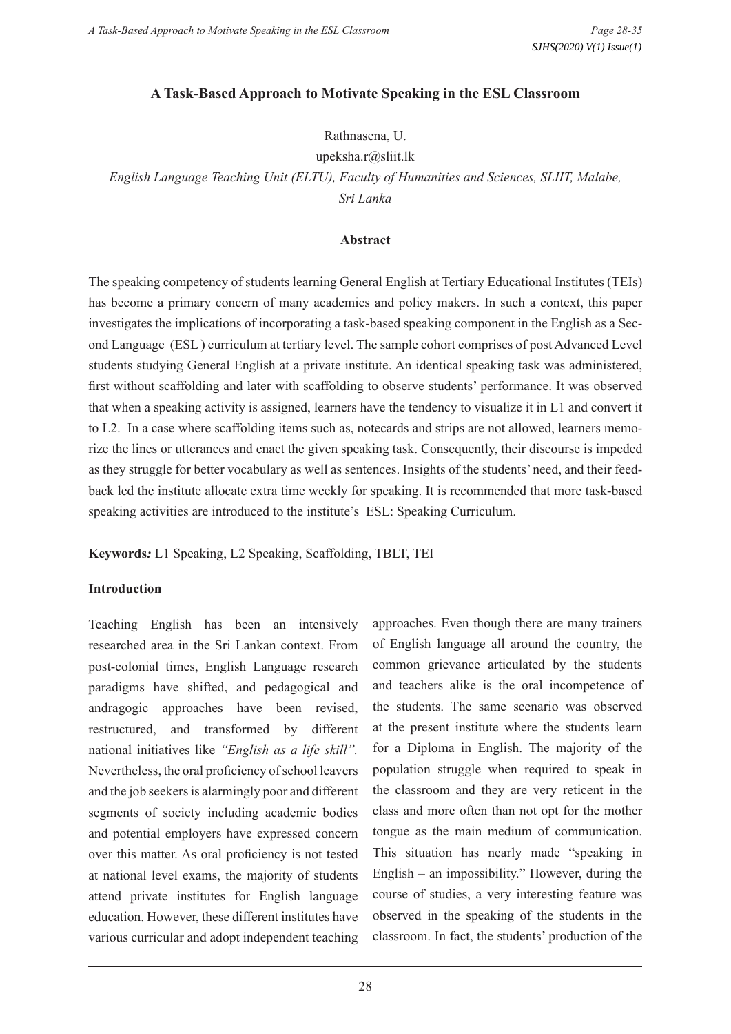# A Task-Based Approach to Motivate Speaking in the ESL Classroom

Rathnasena, U.

upeksha.r@sliit.lk

*English Language Teaching Unit (ELTU), Faculty of Humanities and Sciences, SLIIT, Malabe, Sri Lanka*

## Abstract

The speaking competency of students learning General English at Tertiary Educational Institutes (TEIs) has become a primary concern of many academics and policy makers. In such a context, this paper investigates the implications of incorporating a task-based speaking component in the English as a Second Language (ESL ) curriculum at tertiary level. The sample cohort comprises of post Advanced Level students studying General English at a private institute. An identical speaking task was administered, first without scaffolding and later with scaffolding to observe students' performance. It was observed that when a speaking activity is assigned, learners have the tendency to visualize it in L1 and convert it to L2. In a case where scaffolding items such as, notecards and strips are not allowed, learners memorize the lines or utterances and enact the given speaking task. Consequently, their discourse is impeded as they struggle for better vocabulary as well as sentences. Insights of the students' need, and their feedback led the institute allocate extra time weekly for speaking. It is recommended that more task-based speaking activities are introduced to the institute's ESL: Speaking Curriculum.

**Keywords*:*** L1 Speaking, L2 Speaking, Scaffolding, TBLT, TEI

## Introduction

Teaching English has been an intensively researched area in the Sri Lankan context. From post-colonial times, English Language research paradigms have shifted, and pedagogical and andragogic approaches have been revised, restructured, and transformed by different national initiatives like *"English as a life skill".* Nevertheless, the oral proficiency of school leavers and the job seekers is alarmingly poor and different segments of society including academic bodies and potential employers have expressed concern over this matter. As oral proficiency is not tested at national level exams, the majority of students attend private institutes for English language education. However, these different institutes have various curricular and adopt independent teaching approaches. Even though there are many trainers of English language all around the country, the common grievance articulated by the students and teachers alike is the oral incompetence of the students. The same scenario was observed at the present institute where the students learn for a Diploma in English. The majority of the population struggle when required to speak in the classroom and they are very reticent in the class and more often than not opt for the mother tongue as the main medium of communication. This situation has nearly made "speaking in English – an impossibility." However, during the course of studies, a very interesting feature was observed in the speaking of the students in the classroom. In fact, the students' production of the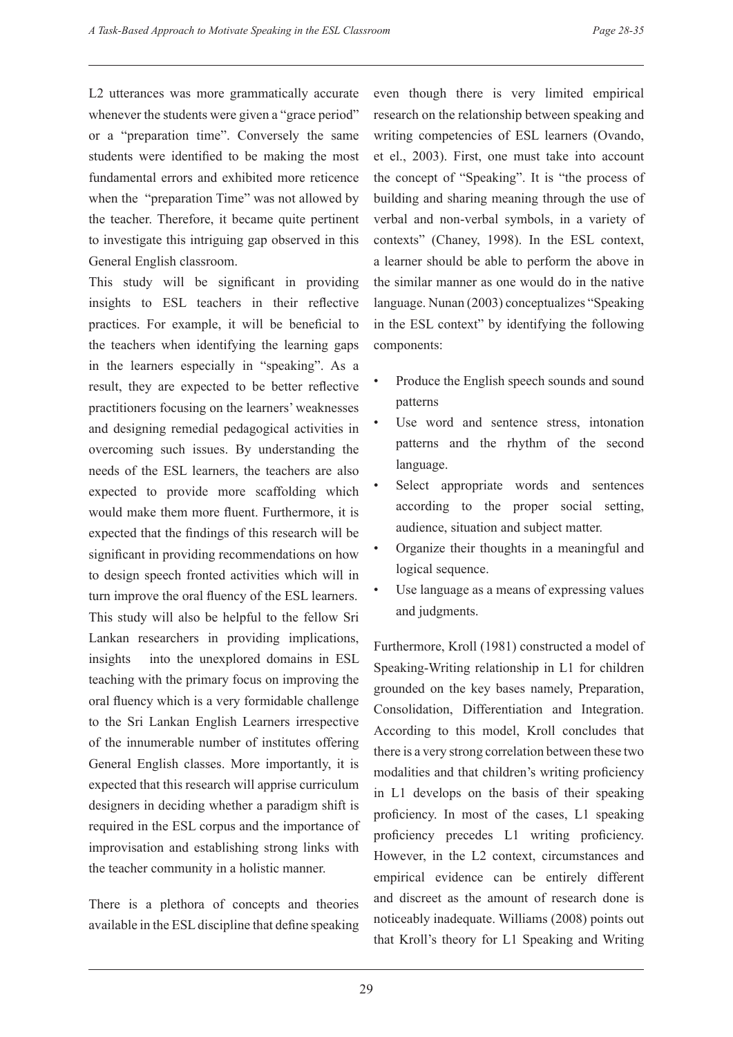L2 utterances was more grammatically accurate whenever the students were given a "grace period" or a "preparation time". Conversely the same students were identified to be making the most fundamental errors and exhibited more reticence when the "preparation Time" was not allowed by the teacher. Therefore, it became quite pertinent to investigate this intriguing gap observed in this General English classroom.

This study will be significant in providing insights to ESL teachers in their reflective practices. For example, it will be beneficial to the teachers when identifying the learning gaps in the learners especially in "speaking". As a result, they are expected to be better reflective practitioners focusing on the learners' weaknesses and designing remedial pedagogical activities in overcoming such issues. By understanding the needs of the ESL learners, the teachers are also expected to provide more scaffolding which would make them more fluent. Furthermore, it is expected that the findings of this research will be significant in providing recommendations on how to design speech fronted activities which will in turn improve the oral fluency of the ESL learners. This study will also be helpful to the fellow Sri Lankan researchers in providing implications, insights into the unexplored domains in ESL teaching with the primary focus on improving the oral fluency which is a very formidable challenge to the Sri Lankan English Learners irrespective of the innumerable number of institutes offering General English classes. More importantly, it is expected that this research will apprise curriculum designers in deciding whether a paradigm shift is required in the ESL corpus and the importance of improvisation and establishing strong links with the teacher community in a holistic manner.

There is a plethora of concepts and theories available in the ESL discipline that define speaking even though there is very limited empirical research on the relationship between speaking and writing competencies of ESL learners (Ovando, et el., 2003). First, one must take into account the concept of "Speaking". It is "the process of building and sharing meaning through the use of verbal and non-verbal symbols, in a variety of contexts" (Chaney, 1998). In the ESL context, a learner should be able to perform the above in the similar manner as one would do in the native language. Nunan (2003) conceptualizes "Speaking in the ESL context" by identifying the following components:

- Produce the English speech sounds and sound patterns
- Use word and sentence stress, intonation patterns and the rhythm of the second language.
- Select appropriate words and sentences according to the proper social setting, audience, situation and subject matter.
- Organize their thoughts in a meaningful and logical sequence.
- Use language as a means of expressing values and judgments.

Furthermore, Kroll (1981) constructed a model of Speaking-Writing relationship in L1 for children grounded on the key bases namely, Preparation, Consolidation, Differentiation and Integration. According to this model, Kroll concludes that there is a very strong correlation between these two modalities and that children's writing proficiency in L1 develops on the basis of their speaking proficiency. In most of the cases, L1 speaking proficiency precedes L1 writing proficiency. However, in the L2 context, circumstances and empirical evidence can be entirely different and discreet as the amount of research done is noticeably inadequate. Williams (2008) points out that Kroll's theory for L1 Speaking and Writing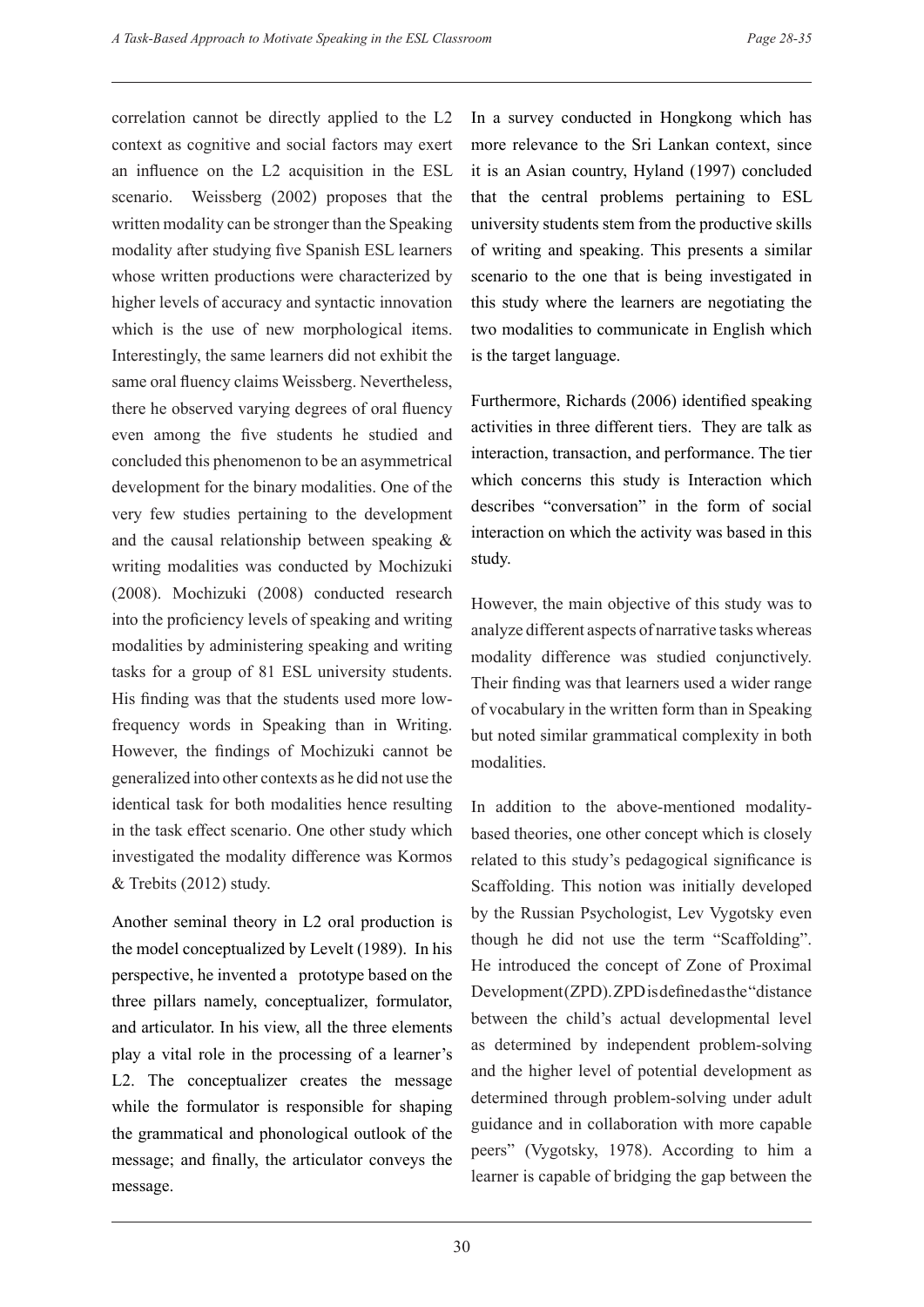correlation cannot be directly applied to the L2 context as cognitive and social factors may exert an influence on the L2 acquisition in the ESL scenario. Weissberg (2002) proposes that the written modality can be stronger than the Speaking modality after studying five Spanish ESL learners whose written productions were characterized by higher levels of accuracy and syntactic innovation which is the use of new morphological items. Interestingly, the same learners did not exhibit the same oral fluency claims Weissberg. Nevertheless, there he observed varying degrees of oral fluency even among the five students he studied and concluded this phenomenon to be an asymmetrical development for the binary modalities. One of the very few studies pertaining to the development and the causal relationship between speaking & writing modalities was conducted by Mochizuki (2008). Mochizuki (2008) conducted research into the proficiency levels of speaking and writing modalities by administering speaking and writing tasks for a group of 81 ESL university students. His finding was that the students used more low-frequency words in Speaking than in Writing. However, the findings of Mochizuki cannot be generalized into other contexts as he did not use the identical task for both modalities hence resulting in the task effect scenario. One other study which investigated the modality difference was Kormos & Trebits (2012) study.

Another seminal theory in L2 oral production is the model conceptualized by Levelt (1989). In his perspective, he invented a prototype based on the three pillars namely, conceptualizer, formulator, and articulator. In his view, all the three elements play a vital role in the processing of a learner's L2. The conceptualizer creates the message while the formulator is responsible for shaping the grammatical and phonological outlook of the message; and finally, the articulator conveys the message.

In a survey conducted in Hongkong which has more relevance to the Sri Lankan context, since it is an Asian country, Hyland (1997) concluded that the central problems pertaining to ESL university students stem from the productive skills of writing and speaking. This presents a similar scenario to the one that is being investigated in this study where the learners are negotiating the two modalities to communicate in English which is the target language.

Furthermore, Richards (2006) identified speaking activities in three different tiers. They are talk as interaction, transaction, and performance. The tier which concerns this study is Interaction which describes "conversation" in the form of social interaction on which the activity was based in this study.

However, the main objective of this study was to analyze different aspects of narrative tasks whereas modality difference was studied conjunctively. Their finding was that learners used a wider range of vocabulary in the written form than in Speaking but noted similar grammatical complexity in both modalities.

In addition to the above-mentioned modality-based theories, one other concept which is closely related to this study's pedagogical significance is Scaffolding. This notion was initially developed by the Russian Psychologist, Lev Vygotsky even though he did not use the term "Scaffolding". He introduced the concept of Zone of Proximal Development (ZPD). ZPD is defined as the "distance between the child's actual developmental level as determined by independent problem-solving and the higher level of potential development as determined through problem-solving under adult guidance and in collaboration with more capable peers" (Vygotsky, 1978). According to him a learner is capable of bridging the gap between the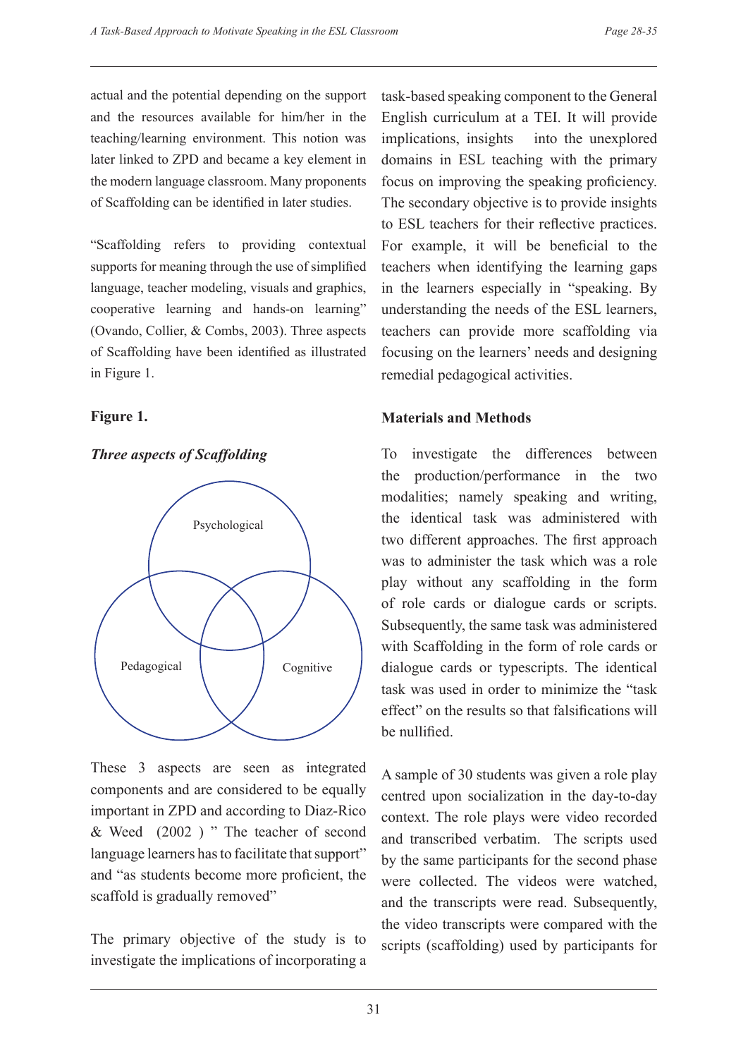actual and the potential depending on the support and the resources available for him/her in the teaching/learning environment. This notion was later linked to ZPD and became a key element in the modern language classroom. Many proponents of Scaffolding can be identified in later studies.

"Scaffolding refers to providing contextual supports for meaning through the use of simplified language, teacher modeling, visuals and graphics, cooperative learning and hands-on learning" (Ovando, Collier, & Combs, 2003). Three aspects of Scaffolding have been identified as illustrated in Figure 1.

**Figure 1.**

***Three aspects of Scaffolding***

Psychological

Pedagogical

Cognitive

These 3 aspects are seen as integrated components and are considered to be equally important in ZPD and according to Diaz-Rico & Weed (2002 ) " The teacher of second language learners has to facilitate that support" and "as students become more proficient, the scaffold is gradually removed"

The primary objective of the study is to investigate the implications of incorporating a task-based speaking component to the General English curriculum at a TEI. It will provide implications, insights into the unexplored domains in ESL teaching with the primary focus on improving the speaking proficiency. The secondary objective is to provide insights to ESL teachers for their reflective practices. For example, it will be beneficial to the teachers when identifying the learning gaps in the learners especially in "speaking. By understanding the needs of the ESL learners, teachers can provide more scaffolding via focusing on the learners' needs and designing remedial pedagogical activities.

## Materials and Methods

To investigate the differences between the production/performance in the two modalities; namely speaking and writing, the identical task was administered with two different approaches. The first approach was to administer the task which was a role play without any scaffolding in the form of role cards or dialogue cards or scripts. Subsequently, the same task was administered with Scaffolding in the form of role cards or dialogue cards or typescripts. The identical task was used in order to minimize the "task effect" on the results so that falsifications will be nullified.

A sample of 30 students was given a role play centred upon socialization in the day-to-day context. The role plays were video recorded and transcribed verbatim. The scripts used by the same participants for the second phase were collected. The videos were watched, and the transcripts were read. Subsequently, the video transcripts were compared with the scripts (scaffolding) used by participants for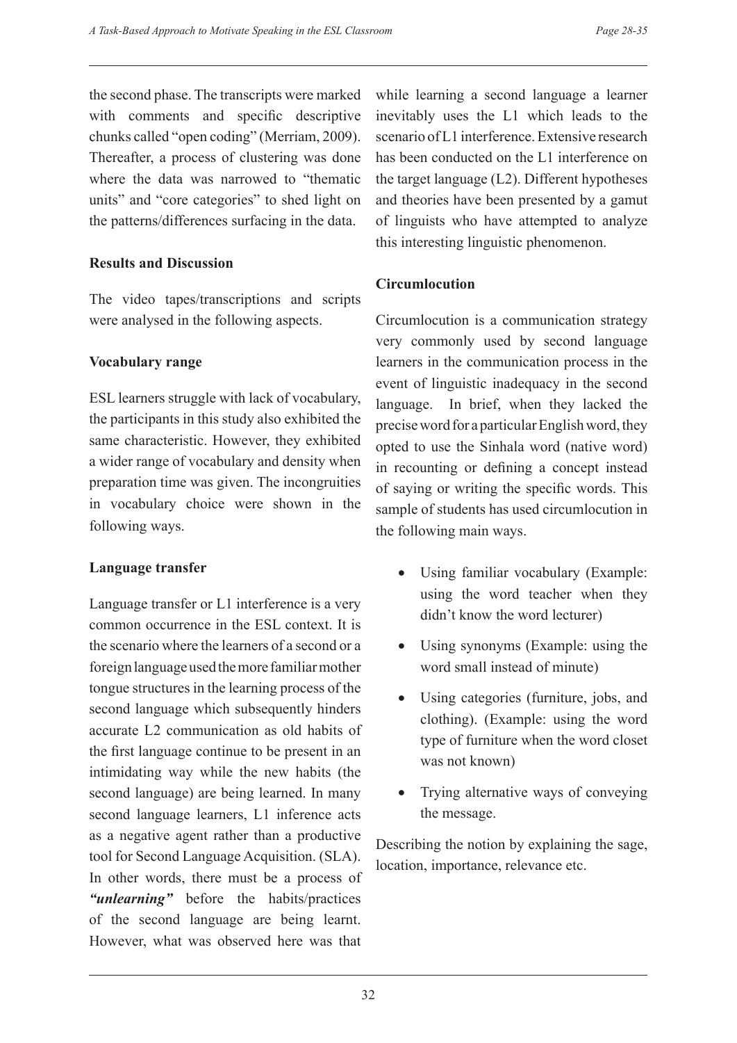the second phase. The transcripts were marked with comments and specific descriptive chunks called "open coding" (Merriam, 2009). Thereafter, a process of clustering was done where the data was narrowed to "thematic units" and "core categories" to shed light on the patterns/differences surfacing in the data.

**Results and Discussion**

The video tapes/transcriptions and scripts were analysed in the following aspects.

**Vocabulary range**

ESL learners struggle with lack of vocabulary, the participants in this study also exhibited the same characteristic. However, they exhibited a wider range of vocabulary and density when preparation time was given. The incongruities in vocabulary choice were shown in the following ways.

**Language transfer**

Language transfer or L1 interference is a very common occurrence in the ESL context. It is the scenario where the learners of a second or a foreign language used the more familiar mother tongue structures in the learning process of the second language which subsequently hinders accurate L2 communication as old habits of the first language continue to be present in an intimidating way while the new habits (the second language) are being learned. In many second language learners, L1 inference acts as a negative agent rather than a productive tool for Second Language Acquisition. (SLA). In other words, there must be a process of ***"unlearning"*** before the habits/practices of the second language are being learnt. However, what was observed here was that while learning a second language a learner inevitably uses the L1 which leads to the scenario of L1 interference. Extensive research has been conducted on the L1 interference on the target language (L2). Different hypotheses and theories have been presented by a gamut of linguists who have attempted to analyze this interesting linguistic phenomenon.

**Circumlocution**

Circumlocution is a communication strategy very commonly used by second language learners in the communication process in the event of linguistic inadequacy in the second language. In brief, when they lacked the precise word for a particular English word, they opted to use the Sinhala word (native word) in recounting or defining a concept instead of saying or writing the specific words. This sample of students has used circumlocution in the following main ways.

- Using familiar vocabulary (Example: using the word teacher when they didn't know the word lecturer)
- Using synonyms (Example: using the word small instead of minute)
- Using categories (furniture, jobs, and clothing). (Example: using the word type of furniture when the word closet was not known)
- Trying alternative ways of conveying the message.

Describing the notion by explaining the sage, location, importance, relevance etc.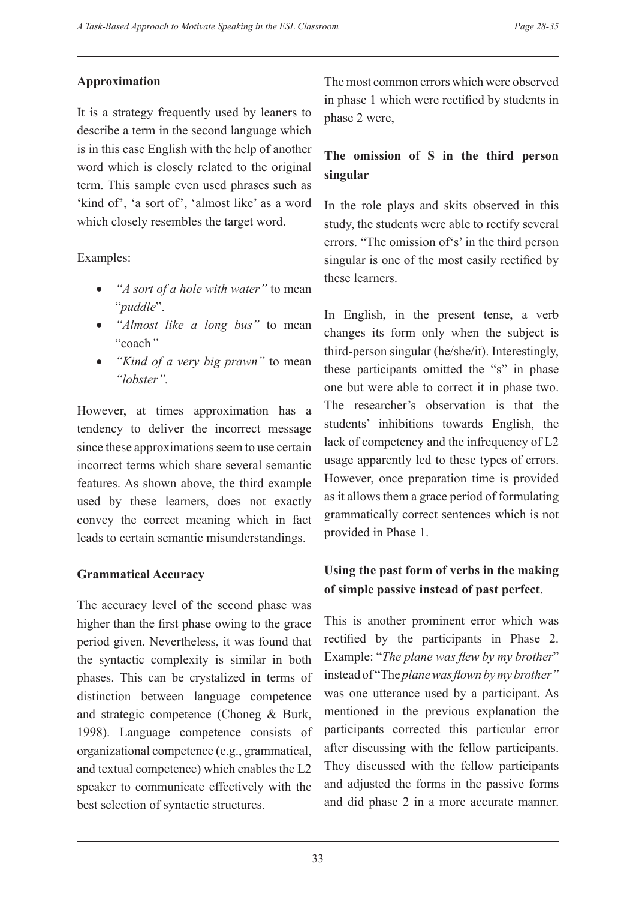**Approximation**

It is a strategy frequently used by leaners to describe a term in the second language which is in this case English with the help of another word which is closely related to the original term. This sample even used phrases such as 'kind of', 'a sort of', 'almost like' as a word which closely resembles the target word.

Examples:

- *"A sort of a hole with water"* to mean "*puddle*".
- *"Almost like a long bus"* to mean "coach*"*
- *"Kind of a very big prawn"* to mean *"lobster".*

However, at times approximation has a tendency to deliver the incorrect message since these approximations seem to use certain incorrect terms which share several semantic features. As shown above, the third example used by these learners, does not exactly convey the correct meaning which in fact leads to certain semantic misunderstandings.

**Grammatical Accuracy**

The accuracy level of the second phase was higher than the first phase owing to the grace period given. Nevertheless, it was found that the syntactic complexity is similar in both phases. This can be crystalized in terms of distinction between language competence and strategic competence (Choneg & Burk, 1998). Language competence consists of organizational competence (e.g., grammatical, and textual competence) which enables the L2 speaker to communicate effectively with the best selection of syntactic structures.

The most common errors which were observed in phase 1 which were rectified by students in phase 2 were,

**The omission of S in the third person singular**

In the role plays and skits observed in this study, the students were able to rectify several errors. "The omission of's' in the third person singular is one of the most easily rectified by these learners.

In English, in the present tense, a verb changes its form only when the subject is third-person singular (he/she/it). Interestingly, these participants omitted the "s" in phase one but were able to correct it in phase two. The researcher's observation is that the students' inhibitions towards English, the lack of competency and the infrequency of L2 usage apparently led to these types of errors. However, once preparation time is provided as it allows them a grace period of formulating grammatically correct sentences which is not provided in Phase 1.

**Using the past form of verbs in the making of simple passive instead of past perfect**.

This is another prominent error which was rectified by the participants in Phase 2. Example: "*The plane was flew by my brother*" instead of "The *plane was flown by my brother"* was one utterance used by a participant. As mentioned in the previous explanation the participants corrected this particular error after discussing with the fellow participants. They discussed with the fellow participants and adjusted the forms in the passive forms and did phase 2 in a more accurate manner.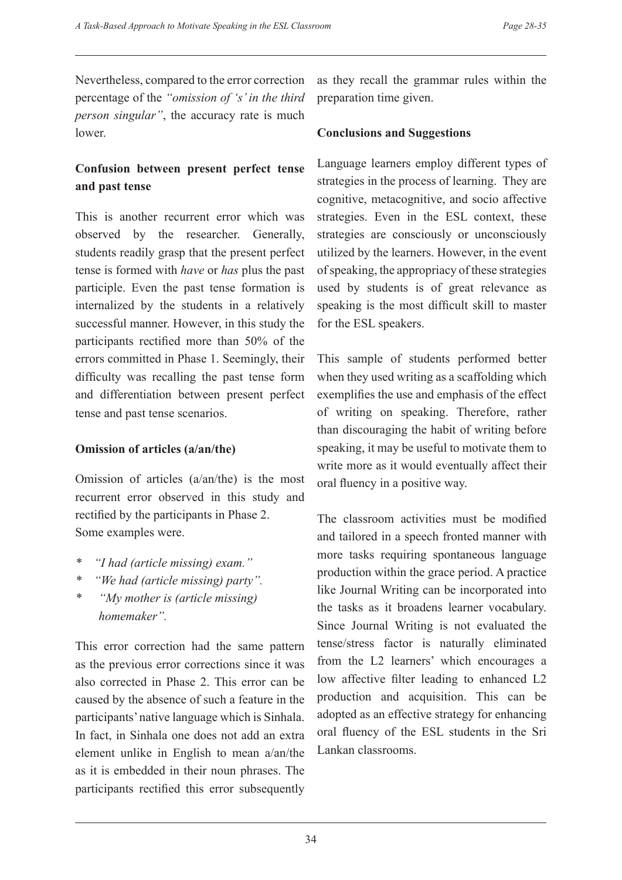Nevertheless, compared to the error correction percentage of the *"omission of 's' in the third person singular"*, the accuracy rate is much lower.

### Confusion between present perfect tense and past tense

This is another recurrent error which was observed by the researcher. Generally, students readily grasp that the present perfect tense is formed with *have* or *has* plus the past participle. Even the past tense formation is internalized by the students in a relatively successful manner. However, in this study the participants rectified more than 50% of the errors committed in Phase 1. Seemingly, their difficulty was recalling the past tense form and differentiation between present perfect tense and past tense scenarios.

### Omission of articles (a/an/the)

Omission of articles (a/an/the) is the most recurrent error observed in this study and rectified by the participants in Phase 2.
Some examples were.

* *"I had (article missing) exam."*
* *"We had (article missing) party".*
* *"My mother is (article missing) homemaker".*

This error correction had the same pattern as the previous error corrections since it was also corrected in Phase 2. This error can be caused by the absence of such a feature in the participants' native language which is Sinhala. In fact, in Sinhala one does not add an extra element unlike in English to mean a/an/the as it is embedded in their noun phrases. The participants rectified this error subsequently as they recall the grammar rules within the preparation time given.

### Conclusions and Suggestions

Language learners employ different types of strategies in the process of learning. They are cognitive, metacognitive, and socio affective strategies. Even in the ESL context, these strategies are consciously or unconsciously utilized by the learners. However, in the event of speaking, the appropriacy of these strategies used by students is of great relevance as speaking is the most difficult skill to master for the ESL speakers.

This sample of students performed better when they used writing as a scaffolding which exemplifies the use and emphasis of the effect of writing on speaking. Therefore, rather than discouraging the habit of writing before speaking, it may be useful to motivate them to write more as it would eventually affect their oral fluency in a positive way.

The classroom activities must be modified and tailored in a speech fronted manner with more tasks requiring spontaneous language production within the grace period. A practice like Journal Writing can be incorporated into the tasks as it broadens learner vocabulary. Since Journal Writing is not evaluated the tense/stress factor is naturally eliminated from the L2 learners' which encourages a low affective filter leading to enhanced L2 production and acquisition. This can be adopted as an effective strategy for enhancing oral fluency of the ESL students in the Sri Lankan classrooms.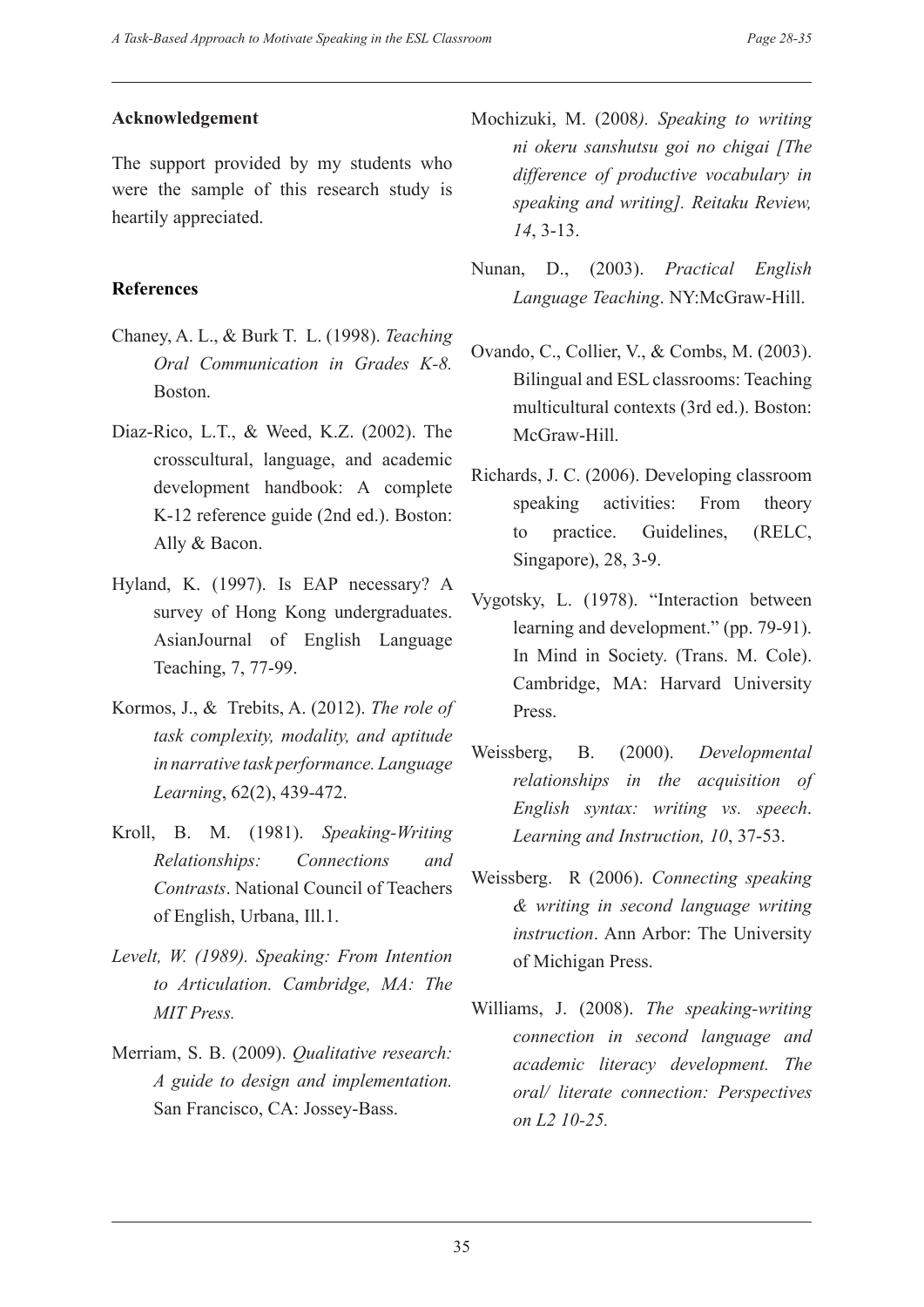## Acknowledgement

The support provided by my students who were the sample of this research study is heartily appreciated.

## References

Chaney, A. L., & Burk T. L. (1998). *Teaching Oral Communication in Grades K-8.* Boston.

Diaz-Rico, L.T., & Weed, K.Z. (2002). The crosscultural, language, and academic development handbook: A complete K-12 reference guide (2nd ed.). Boston: Ally & Bacon.

Hyland, K. (1997). Is EAP necessary? A survey of Hong Kong undergraduates. AsianJournal of English Language Teaching, 7, 77-99.

Kormos, J., & Trebits, A. (2012). *The role of task complexity, modality, and aptitude in narrative task performance. Language Learning*, 62(2), 439-472.

Kroll, B. M. (1981). *Speaking-Writing Relationships: Connections and Contrasts*. National Council of Teachers of English, Urbana, Ill.1.

*Levelt, W. (1989). Speaking: From Intention to Articulation. Cambridge, MA: The MIT Press.*

Merriam, S. B. (2009). *Qualitative research: A guide to design and implementation.* San Francisco, CA: Jossey-Bass.

Mochizuki, M. (2008*). Speaking to writing ni okeru sanshutsu goi no chigai [The difference of productive vocabulary in speaking and writing]. Reitaku Review, 14*, 3-13.

Nunan, D., (2003). *Practical English Language Teaching*. NY:McGraw-Hill.

Ovando, C., Collier, V., & Combs, M. (2003). Bilingual and ESL classrooms: Teaching multicultural contexts (3rd ed.). Boston: McGraw-Hill.

Richards, J. C. (2006). Developing classroom speaking activities: From theory to practice. Guidelines, (RELC, Singapore), 28, 3-9.

Vygotsky, L. (1978). "Interaction between learning and development." (pp. 79-91). In Mind in Society. (Trans. M. Cole). Cambridge, MA: Harvard University Press.

Weissberg, B. (2000). *Developmental relationships in the acquisition of English syntax: writing vs. speech*. *Learning and Instruction, 10*, 37-53.

Weissberg. R (2006). *Connecting speaking & writing in second language writing instruction*. Ann Arbor: The University of Michigan Press.

Williams, J. (2008). *The speaking-writing connection in second language and academic literacy development. The oral/ literate connection: Perspectives on L2 10-25.*